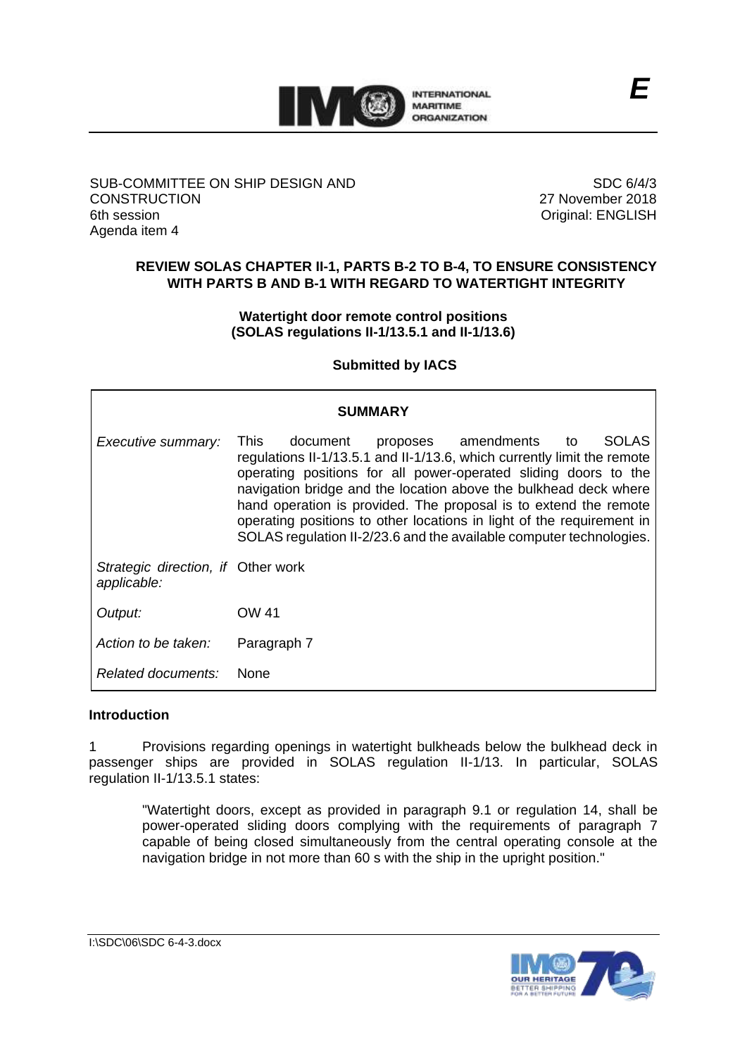**E**

SUB-COMMITTEE ON SHIP DESIGN AND CONSTRUCTION
6th session
Agenda item 4

SDC 6/4/3
27 November 2018
Original: ENGLISH

**REVIEW SOLAS CHAPTER II-1, PARTS B-2 TO B-4, TO ENSURE CONSISTENCY WITH PARTS B AND B-1 WITH REGARD TO WATERTIGHT INTEGRITY**

**Watertight door remote control positions (SOLAS regulations II-1/13.5.1 and II-1/13.6)**

**Submitted by IACS**

| **SUMMARY** | |
|---|---|
| *Executive summary:* | This document proposes amendments to SOLAS regulations II-1/13.5.1 and II-1/13.6, which currently limit the remote operating positions for all power-operated sliding doors to the navigation bridge and the location above the bulkhead deck where hand operation is provided. The proposal is to extend the remote operating positions to other locations in light of the requirement in SOLAS regulation II-2/23.6 and the available computer technologies. |
| *Strategic direction, if applicable:* | Other work |
| *Output:* | OW 41 |
| *Action to be taken:* | Paragraph 7 |
| *Related documents:* | None |

**Introduction**

1 Provisions regarding openings in watertight bulkheads below the bulkhead deck in passenger ships are provided in SOLAS regulation II-1/13. In particular, SOLAS regulation II-1/13.5.1 states:

> "Watertight doors, except as provided in paragraph 9.1 or regulation 14, shall be power-operated sliding doors complying with the requirements of paragraph 7 capable of being closed simultaneously from the central operating console at the navigation bridge in not more than 60 s with the ship in the upright position."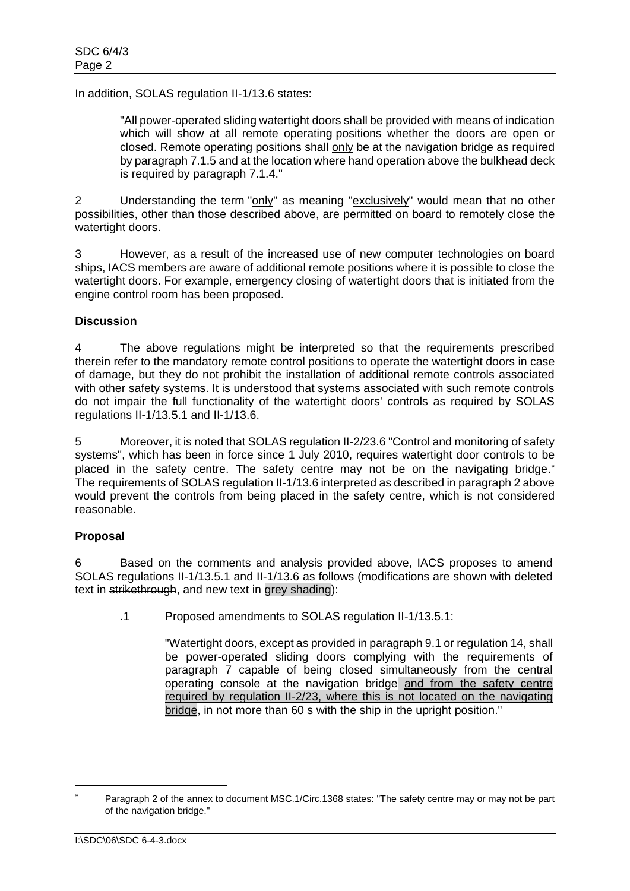In addition, SOLAS regulation II-1/13.6 states:

> "All power-operated sliding watertight doors shall be provided with means of indication which will show at all remote operating positions whether the doors are open or closed. Remote operating positions shall only be at the navigation bridge as required by paragraph 7.1.5 and at the location where hand operation above the bulkhead deck is required by paragraph 7.1.4."

2 Understanding the term "only" as meaning "exclusively" would mean that no other possibilities, other than those described above, are permitted on board to remotely close the watertight doors.

3 However, as a result of the increased use of new computer technologies on board ships, IACS members are aware of additional remote positions where it is possible to close the watertight doors. For example, emergency closing of watertight doors that is initiated from the engine control room has been proposed.

**Discussion**

4 The above regulations might be interpreted so that the requirements prescribed therein refer to the mandatory remote control positions to operate the watertight doors in case of damage, but they do not prohibit the installation of additional remote controls associated with other safety systems. It is understood that systems associated with such remote controls do not impair the full functionality of the watertight doors' controls as required by SOLAS regulations II-1/13.5.1 and II-1/13.6.

5 Moreover, it is noted that SOLAS regulation II-2/23.6 "Control and monitoring of safety systems", which has been in force since 1 July 2010, requires watertight door controls to be placed in the safety centre. The safety centre may not be on the navigating bridge.* The requirements of SOLAS regulation II-1/13.6 interpreted as described in paragraph 2 above would prevent the controls from being placed in the safety centre, which is not considered reasonable.

**Proposal**

6 Based on the comments and analysis provided above, IACS proposes to amend SOLAS regulations II-1/13.5.1 and II-1/13.6 as follows (modifications are shown with deleted text in ~~strikethrough~~, and new text in grey shading):

.1 Proposed amendments to SOLAS regulation II-1/13.5.1:

> "Watertight doors, except as provided in paragraph 9.1 or regulation 14, shall be power-operated sliding doors complying with the requirements of paragraph 7 capable of being closed simultaneously from the central operating console at the navigation bridge and from the safety centre required by regulation II-2/23, where this is not located on the navigating bridge, in not more than 60 s with the ship in the upright position."

---

* Paragraph 2 of the annex to document MSC.1/Circ.1368 states: "The safety centre may or may not be part of the navigation bridge."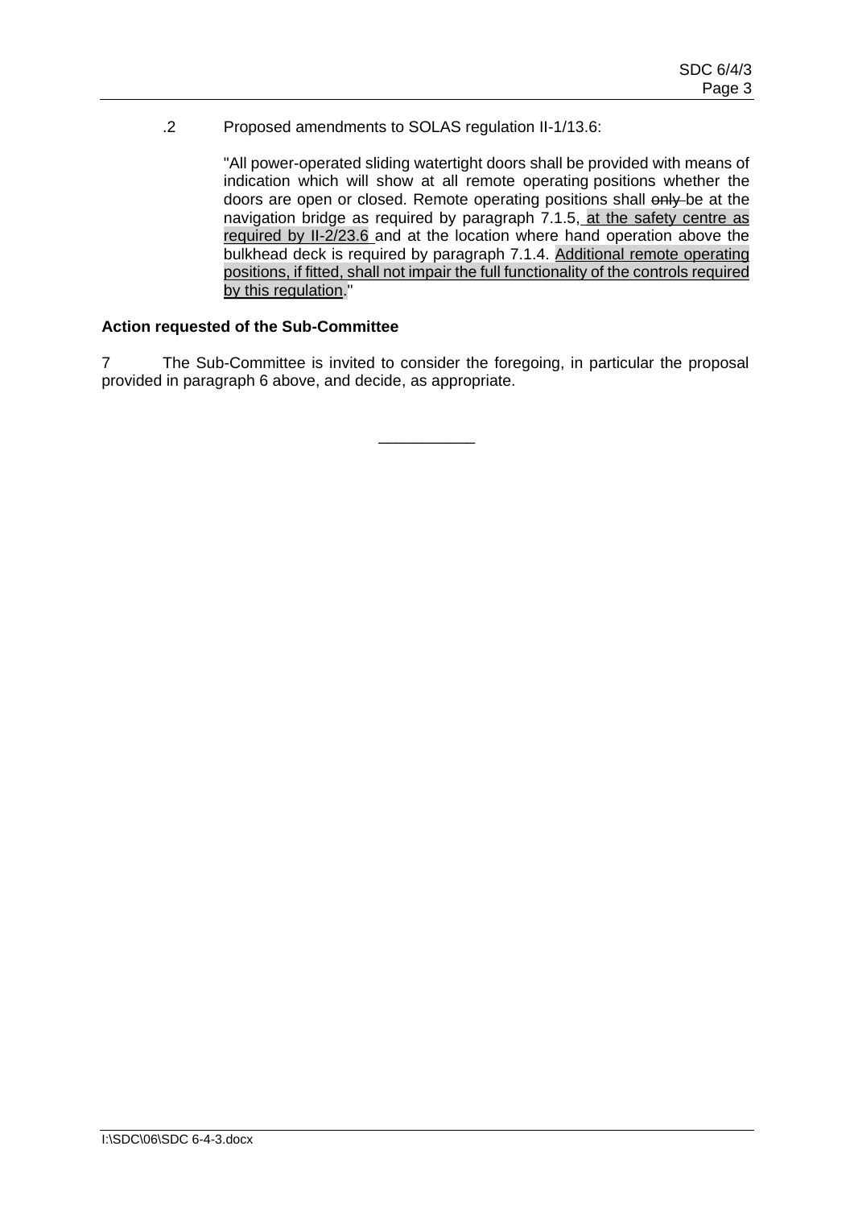.2 Proposed amendments to SOLAS regulation II-1/13.6:

"All power-operated sliding watertight doors shall be provided with means of indication which will show at all remote operating positions whether the doors are open or closed. Remote operating positions shall ~~only~~ be at the navigation bridge as required by paragraph 7.1.5, <u>at the safety centre as required by II-2/23.6</u> and at the location where hand operation above the bulkhead deck is required by paragraph 7.1.4. <u>Additional remote operating positions, if fitted, shall not impair the full functionality of the controls required by this regulation</u>."

**Action requested of the Sub-Committee**

7 The Sub-Committee is invited to consider the foregoing, in particular the proposal provided in paragraph 6 above, and decide, as appropriate.

___________